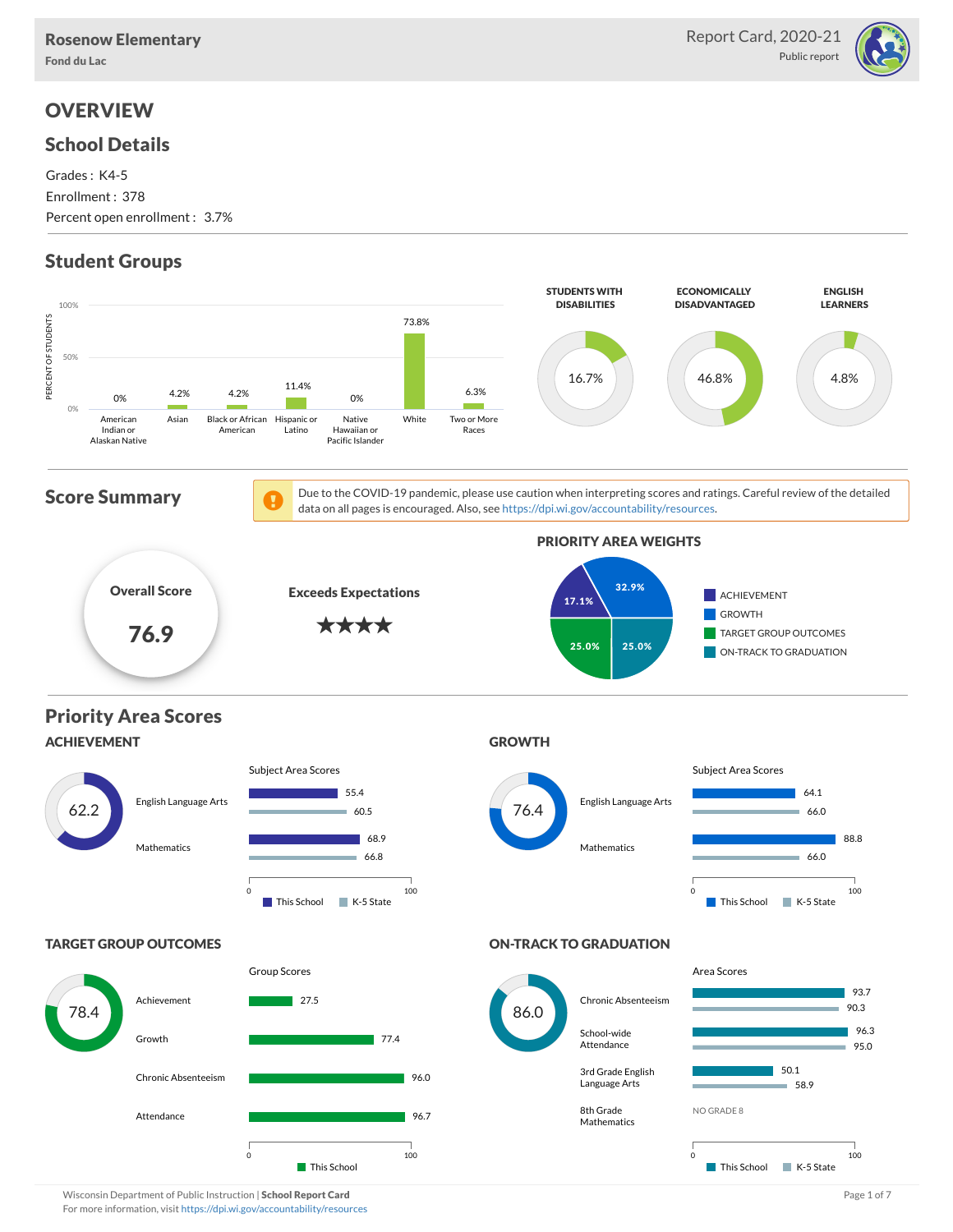# Rosenow Elementary

Fond du Lac

Report Card, 2020-21

Public report

## OVERVIEW

### School Details

Grades : K4-5

Enrollment : 378

Percent open enrollment : 3.7%

### Student Groups

| Group | Percent of Students |
|---|---|
| American Indian or Alaskan Native | 0% |
| Asian | 4.2% |
| Black or African American | 4.2% |
| Hispanic or Latino | 11.4% |
| Native Hawaiian or Pacific Islander | 0% |
| White | 73.8% |
| Two or More Races | 6.3% |

| STUDENTS WITH DISABILITIES | ECONOMICALLY DISADVANTAGED | ENGLISH LEARNERS |
|---|---|---|
| 16.7% | 46.8% | 4.8% |

### Score Summary

Due to the COVID-19 pandemic, please use caution when interpreting scores and ratings. Careful review of the detailed data on all pages is encouraged. Also, see https://dpi.wi.gov/accountability/resources.

**Overall Score**

**76.9**

**Exceeds Expectations**

★★★★

**PRIORITY AREA WEIGHTS**

| Priority Area | Weight |
|---|---|
| ACHIEVEMENT | 17.1% |
| GROWTH | 32.9% |
| TARGET GROUP OUTCOMES | 25.0% |
| ON-TRACK TO GRADUATION | 25.0% |

### Priority Area Scores

#### ACHIEVEMENT

Score: 62.2

Subject Area Scores

| Subject | This School | K-5 State |
|---|---|---|
| English Language Arts | 55.4 | 60.5 |
| Mathematics | 68.9 | 66.8 |

#### GROWTH

Score: 76.4

Subject Area Scores

| Subject | This School | K-5 State |
|---|---|---|
| English Language Arts | 64.1 | 66.0 |
| Mathematics | 88.8 | 66.0 |

#### TARGET GROUP OUTCOMES

Score: 78.4

Group Scores

| Group | This School |
|---|---|
| Achievement | 27.5 |
| Growth | 77.4 |
| Chronic Absenteeism | 96.0 |
| Attendance | 96.7 |

#### ON-TRACK TO GRADUATION

Score: 86.0

Area Scores

| Area | This School | K-5 State |
|---|---|---|
| Chronic Absenteeism | 93.7 | 90.3 |
| School-wide Attendance | 96.3 | 95.0 |
| 3rd Grade English Language Arts | 50.1 | 58.9 |
| 8th Grade Mathematics | NO GRADE 8 | |

Wisconsin Department of Public Instruction | **School Report Card**

For more information, visit https://dpi.wi.gov/accountability/resources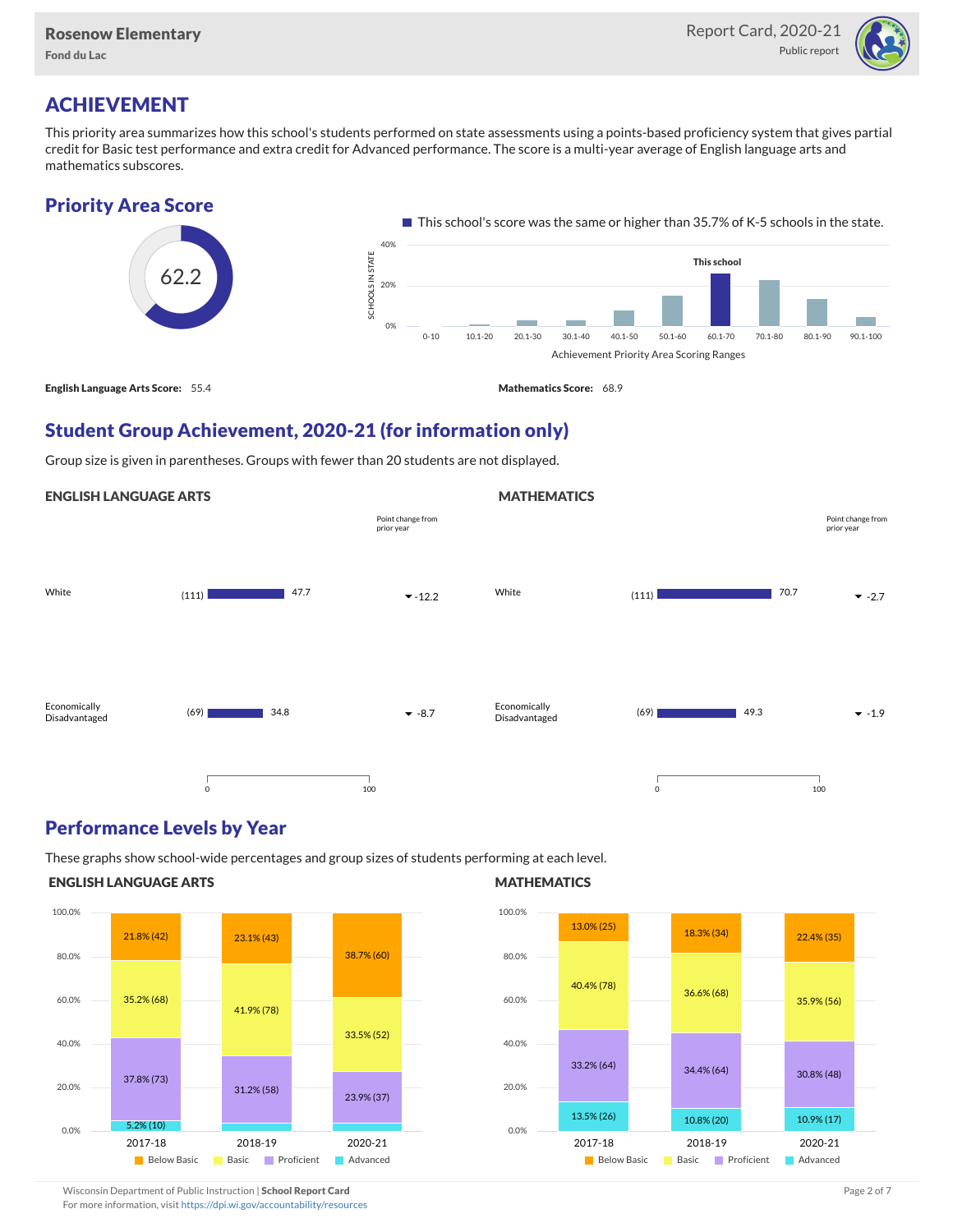## ACHIEVEMENT

This priority area summarizes how this school's students performed on state assessments using a points-based proficiency system that gives partial credit for Basic test performance and extra credit for Advanced performance. The score is a multi-year average of English language arts and mathematics subscores.

### Priority Area Score

62.2

This school's score was the same or higher than 35.7% of K-5 schools in the state.

**English Language Arts Score:** 55.4

**Mathematics Score:** 68.9

### Student Group Achievement, 2020-21 (for information only)

Group size is given in parentheses. Groups with fewer than 20 students are not displayed.

#### ENGLISH LANGUAGE ARTS

| Group | Size | Score | Point change from prior year |
|---|---|---|---|
| White | (111) | 47.7 | -12.2 |
| Economically Disadvantaged | (69) | 34.8 | -8.7 |

#### MATHEMATICS

| Group | Size | Score | Point change from prior year |
|---|---|---|---|
| White | (111) | 70.7 | -2.7 |
| Economically Disadvantaged | (69) | 49.3 | -1.9 |

### Performance Levels by Year

These graphs show school-wide percentages and group sizes of students performing at each level.

#### ENGLISH LANGUAGE ARTS

| Level | 2017-18 | 2018-19 | 2020-21 |
|---|---|---|---|
| Below Basic | 21.8% (42) | 23.1% (43) | 38.7% (60) |
| Basic | 35.2% (68) | 41.9% (78) | 33.5% (52) |
| Proficient | 37.8% (73) | 31.2% (58) | 23.9% (37) |
| Advanced | 5.2% (10) | | |

#### MATHEMATICS

| Level | 2017-18 | 2018-19 | 2020-21 |
|---|---|---|---|
| Below Basic | 13.0% (25) | 18.3% (34) | 22.4% (35) |
| Basic | 40.4% (78) | 36.6% (68) | 35.9% (56) |
| Proficient | 33.2% (64) | 34.4% (64) | 30.8% (48) |
| Advanced | 13.5% (26) | 10.8% (20) | 10.9% (17) |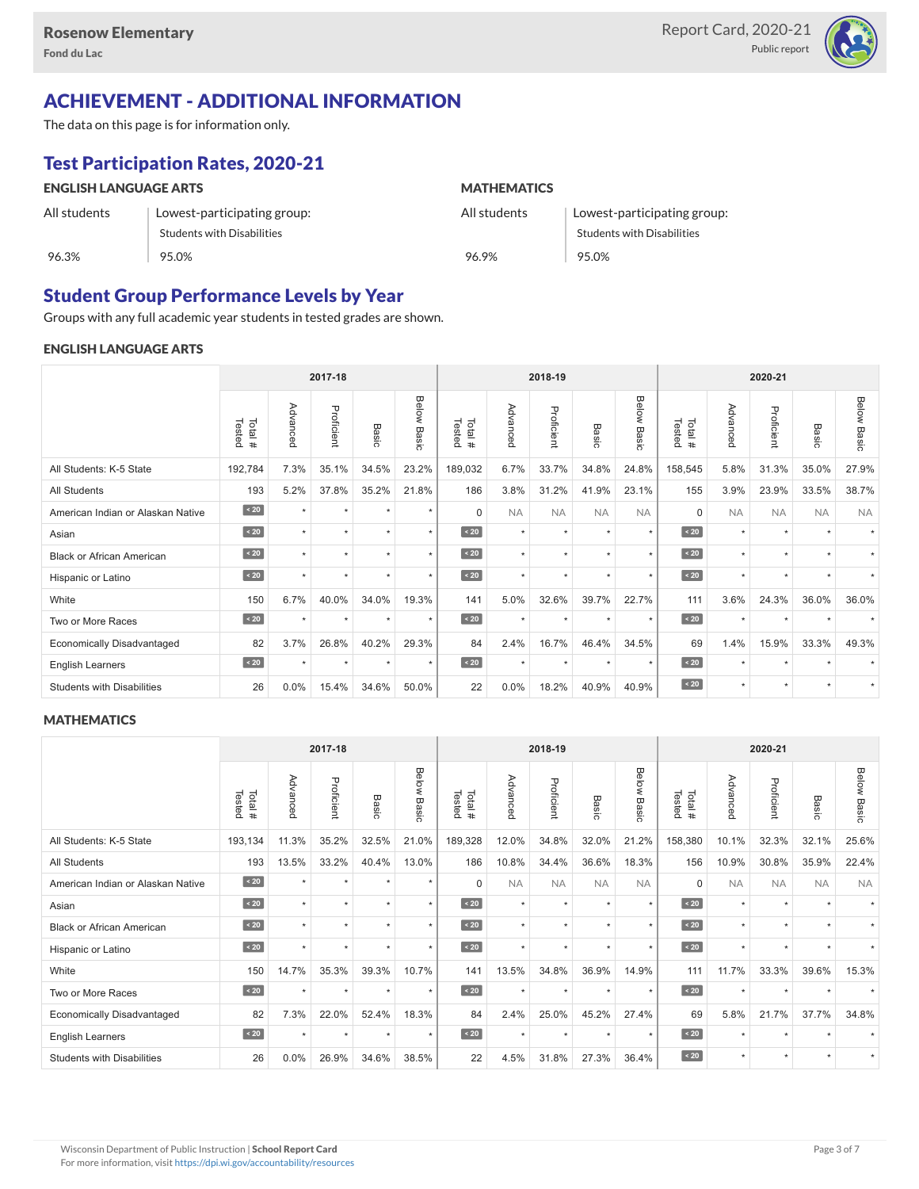## ACHIEVEMENT - ADDITIONAL INFORMATION

The data on this page is for information only.

### Test Participation Rates, 2020-21

| ENGLISH LANGUAGE ARTS | | MATHEMATICS | |
|---|---|---|---|
| All students | Lowest-participating group: Students with Disabilities | All students | Lowest-participating group: Students with Disabilities |
| 96.3% | 95.0% | 96.9% | 95.0% |

### Student Group Performance Levels by Year

Groups with any full academic year students in tested grades are shown.

#### ENGLISH LANGUAGE ARTS

| | 2017-18 | | | | | 2018-19 | | | | | 2020-21 | | | | |
|---|---|---|---|---|---|---|---|---|---|---|---|---|---|---|---|
| | Total # Tested | Advanced | Proficient | Basic | Below Basic | Total # Tested | Advanced | Proficient | Basic | Below Basic | Total # Tested | Advanced | Proficient | Basic | Below Basic |
| All Students: K-5 State | 192,784 | 7.3% | 35.1% | 34.5% | 23.2% | 189,032 | 6.7% | 33.7% | 34.8% | 24.8% | 158,545 | 5.8% | 31.3% | 35.0% | 27.9% |
| All Students | 193 | 5.2% | 37.8% | 35.2% | 21.8% | 186 | 3.8% | 31.2% | 41.9% | 23.1% | 155 | 3.9% | 23.9% | 33.5% | 38.7% |
| American Indian or Alaskan Native | < 20 | * | * | * | * | 0 | NA | NA | NA | NA | 0 | NA | NA | NA | NA |
| Asian | < 20 | * | * | * | * | < 20 | * | * | * | * | < 20 | * | * | * | * |
| Black or African American | < 20 | * | * | * | * | < 20 | * | * | * | * | < 20 | * | * | * | * |
| Hispanic or Latino | < 20 | * | * | * | * | < 20 | * | * | * | * | < 20 | * | * | * | * |
| White | 150 | 6.7% | 40.0% | 34.0% | 19.3% | 141 | 5.0% | 32.6% | 39.7% | 22.7% | 111 | 3.6% | 24.3% | 36.0% | 36.0% |
| Two or More Races | < 20 | * | * | * | * | < 20 | * | * | * | * | < 20 | * | * | * | * |
| Economically Disadvantaged | 82 | 3.7% | 26.8% | 40.2% | 29.3% | 84 | 2.4% | 16.7% | 46.4% | 34.5% | 69 | 1.4% | 15.9% | 33.3% | 49.3% |
| English Learners | < 20 | * | * | * | * | < 20 | * | * | * | * | < 20 | * | * | * | * |
| Students with Disabilities | 26 | 0.0% | 15.4% | 34.6% | 50.0% | 22 | 0.0% | 18.2% | 40.9% | 40.9% | < 20 | * | * | * | * |

#### MATHEMATICS

| | 2017-18 | | | | | 2018-19 | | | | | 2020-21 | | | | |
|---|---|---|---|---|---|---|---|---|---|---|---|---|---|---|---|
| | Total # Tested | Advanced | Proficient | Basic | Below Basic | Total # Tested | Advanced | Proficient | Basic | Below Basic | Total # Tested | Advanced | Proficient | Basic | Below Basic |
| All Students: K-5 State | 193,134 | 11.3% | 35.2% | 32.5% | 21.0% | 189,328 | 12.0% | 34.8% | 32.0% | 21.2% | 158,380 | 10.1% | 32.3% | 32.1% | 25.6% |
| All Students | 193 | 13.5% | 33.2% | 40.4% | 13.0% | 186 | 10.8% | 34.4% | 36.6% | 18.3% | 156 | 10.9% | 30.8% | 35.9% | 22.4% |
| American Indian or Alaskan Native | < 20 | * | * | * | * | 0 | NA | NA | NA | NA | 0 | NA | NA | NA | NA |
| Asian | < 20 | * | * | * | * | < 20 | * | * | * | * | < 20 | * | * | * | * |
| Black or African American | < 20 | * | * | * | * | < 20 | * | * | * | * | < 20 | * | * | * | * |
| Hispanic or Latino | < 20 | * | * | * | * | < 20 | * | * | * | * | < 20 | * | * | * | * |
| White | 150 | 14.7% | 35.3% | 39.3% | 10.7% | 141 | 13.5% | 34.8% | 36.9% | 14.9% | 111 | 11.7% | 33.3% | 39.6% | 15.3% |
| Two or More Races | < 20 | * | * | * | * | < 20 | * | * | * | * | < 20 | * | * | * | * |
| Economically Disadvantaged | 82 | 7.3% | 22.0% | 52.4% | 18.3% | 84 | 2.4% | 25.0% | 45.2% | 27.4% | 69 | 5.8% | 21.7% | 37.7% | 34.8% |
| English Learners | < 20 | * | * | * | * | < 20 | * | * | * | * | < 20 | * | * | * | * |
| Students with Disabilities | 26 | 0.0% | 26.9% | 34.6% | 38.5% | 22 | 4.5% | 31.8% | 27.3% | 36.4% | < 20 | * | * | * | * |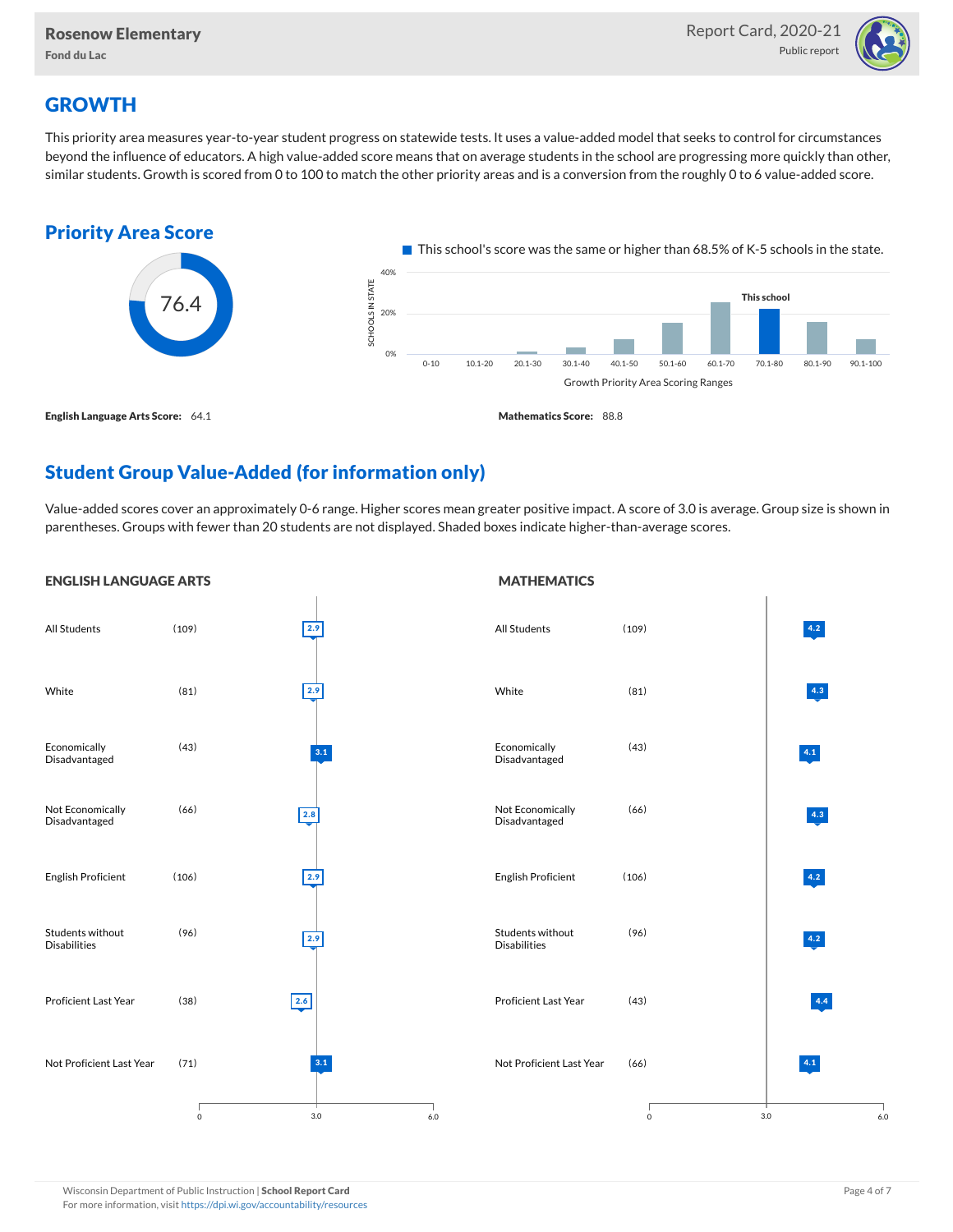## GROWTH

This priority area measures year-to-year student progress on statewide tests. It uses a value-added model that seeks to control for circumstances beyond the influence of educators. A high value-added score means that on average students in the school are progressing more quickly than other, similar students. Growth is scored from 0 to 100 to match the other priority areas and is a conversion from the roughly 0 to 6 value-added score.

### Priority Area Score

76.4

This school's score was the same or higher than 68.5% of K-5 schools in the state.

**English Language Arts Score:** 64.1

**Mathematics Score:** 88.8

### Student Group Value-Added (for information only)

Value-added scores cover an approximately 0-6 range. Higher scores mean greater positive impact. A score of 3.0 is average. Group size is shown in parentheses. Groups with fewer than 20 students are not displayed. Shaded boxes indicate higher-than-average scores.

#### ENGLISH LANGUAGE ARTS

| Group | Size | Value-Added |
|---|---|---|
| All Students | (109) | 2.9 |
| White | (81) | 2.9 |
| Economically Disadvantaged | (43) | 3.1 |
| Not Economically Disadvantaged | (66) | 2.8 |
| English Proficient | (106) | 2.9 |
| Students without Disabilities | (96) | 2.9 |
| Proficient Last Year | (38) | 2.6 |
| Not Proficient Last Year | (71) | 3.1 |

#### MATHEMATICS

| Group | Size | Value-Added |
|---|---|---|
| All Students | (109) | 4.2 |
| White | (81) | 4.3 |
| Economically Disadvantaged | (43) | 4.1 |
| Not Economically Disadvantaged | (66) | 4.3 |
| English Proficient | (106) | 4.2 |
| Students without Disabilities | (96) | 4.2 |
| Proficient Last Year | (43) | 4.4 |
| Not Proficient Last Year | (66) | 4.1 |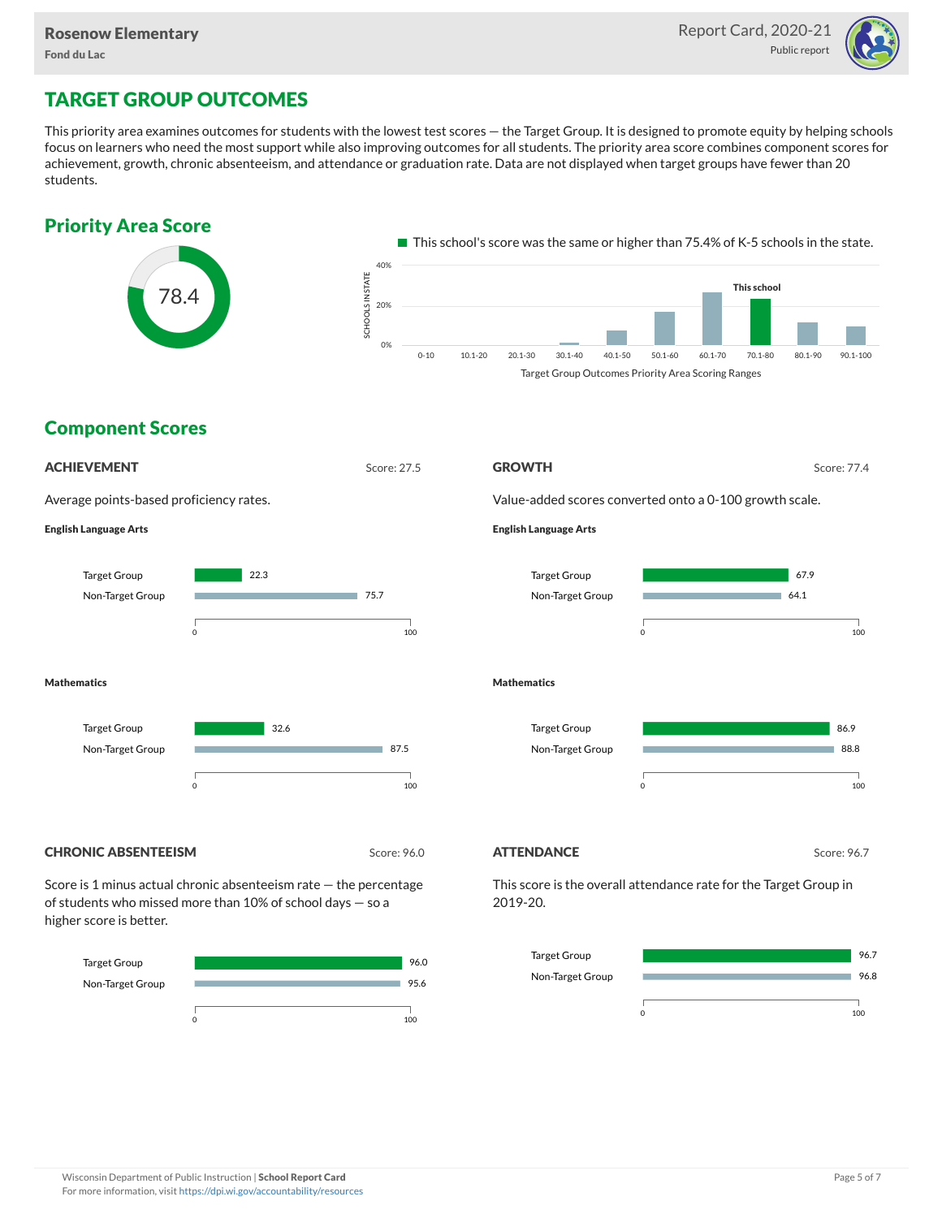## TARGET GROUP OUTCOMES

This priority area examines outcomes for students with the lowest test scores — the Target Group. It is designed to promote equity by helping schools focus on learners who need the most support while also improving outcomes for all students. The priority area score combines component scores for achievement, growth, chronic absenteeism, and attendance or graduation rate. Data are not displayed when target groups have fewer than 20 students.

### Priority Area Score

78.4

This school's score was the same or higher than 75.4% of K-5 schools in the state.

Target Group Outcomes Priority Area Scoring Ranges (This school: 70.1-80)

### Component Scores

#### ACHIEVEMENT

Score: 27.5

Average points-based proficiency rates.

**English Language Arts**

| Group | Score |
|---|---|
| Target Group | 22.3 |
| Non-Target Group | 75.7 |

**Mathematics**

| Group | Score |
|---|---|
| Target Group | 32.6 |
| Non-Target Group | 87.5 |

#### GROWTH

Score: 77.4

Value-added scores converted onto a 0-100 growth scale.

**English Language Arts**

| Group | Score |
|---|---|
| Target Group | 67.9 |
| Non-Target Group | 64.1 |

**Mathematics**

| Group | Score |
|---|---|
| Target Group | 86.9 |
| Non-Target Group | 88.8 |

#### CHRONIC ABSENTEEISM

Score: 96.0

Score is 1 minus actual chronic absenteeism rate — the percentage of students who missed more than 10% of school days — so a higher score is better.

| Group | Score |
|---|---|
| Target Group | 96.0 |
| Non-Target Group | 95.6 |

#### ATTENDANCE

Score: 96.7

This score is the overall attendance rate for the Target Group in 2019-20.

| Group | Score |
|---|---|
| Target Group | 96.7 |
| Non-Target Group | 96.8 |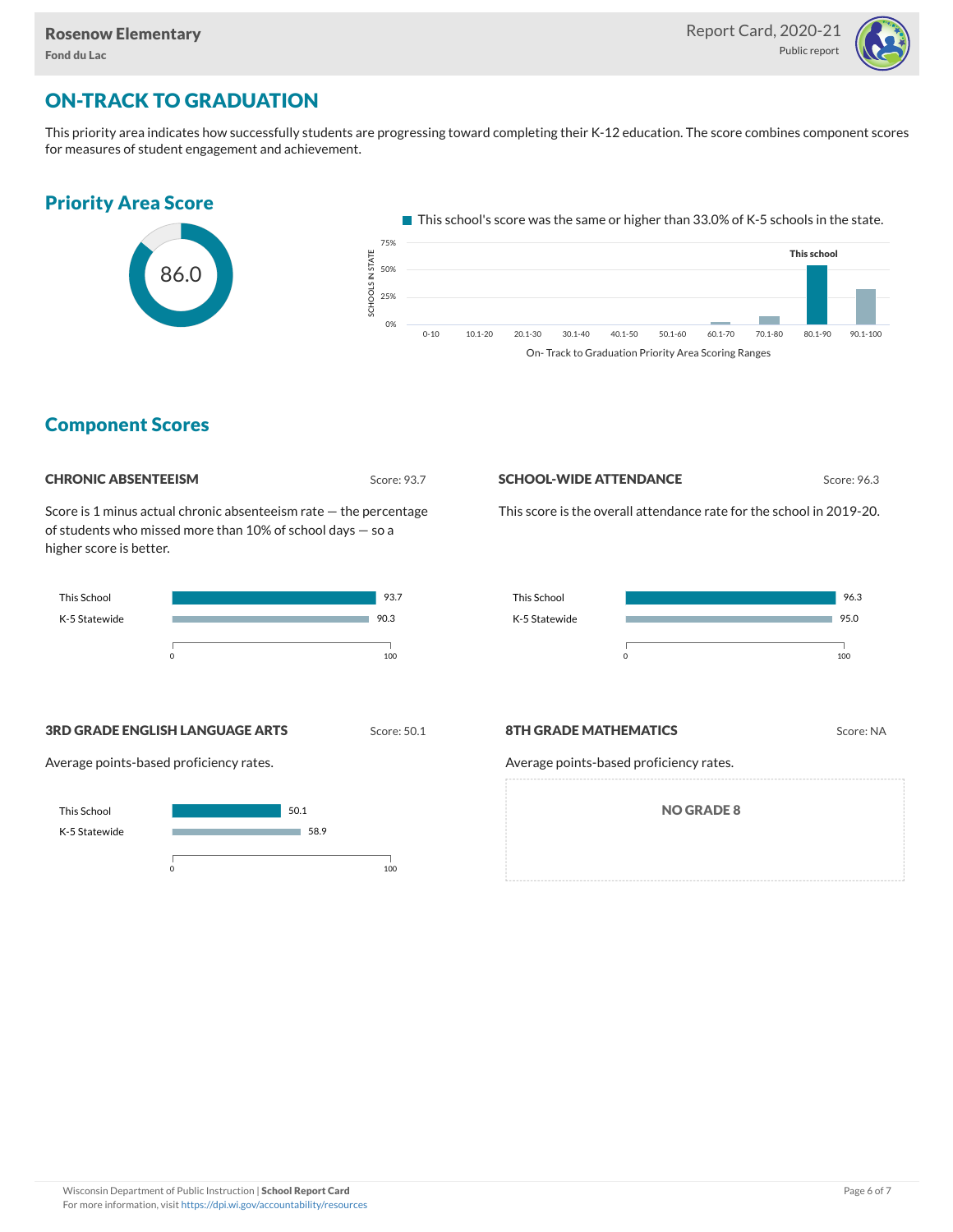## ON-TRACK TO GRADUATION

This priority area indicates how successfully students are progressing toward completing their K-12 education. The score combines component scores for measures of student engagement and achievement.

### Priority Area Score

86.0

This school's score was the same or higher than 33.0% of K-5 schools in the state.

On- Track to Graduation Priority Area Scoring Ranges

### Component Scores

#### CHRONIC ABSENTEEISM

Score: 93.7

Score is 1 minus actual chronic absenteeism rate — the percentage of students who missed more than 10% of school days — so a higher score is better.

| | Score |
|---|---|
| This School | 93.7 |
| K-5 Statewide | 90.3 |

#### SCHOOL-WIDE ATTENDANCE

Score: 96.3

This score is the overall attendance rate for the school in 2019-20.

| | Score |
|---|---|
| This School | 96.3 |
| K-5 Statewide | 95.0 |

#### 3RD GRADE ENGLISH LANGUAGE ARTS

Score: 50.1

Average points-based proficiency rates.

| | Score |
|---|---|
| This School | 50.1 |
| K-5 Statewide | 58.9 |

#### 8TH GRADE MATHEMATICS

Score: NA

Average points-based proficiency rates.

NO GRADE 8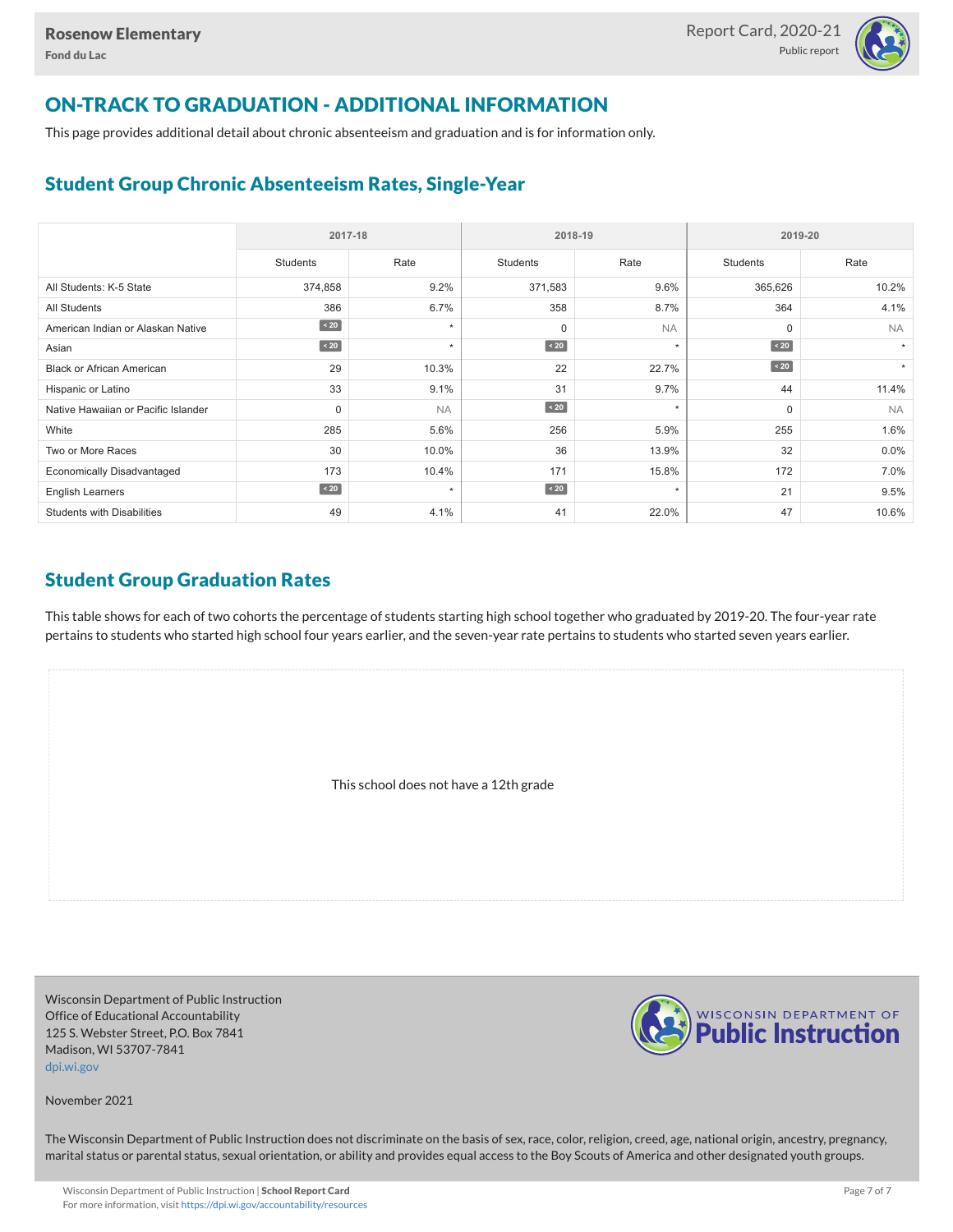Rosenow Elementary
Fond du Lac

Report Card, 2020-21
Public report

# ON-TRACK TO GRADUATION - ADDITIONAL INFORMATION

This page provides additional detail about chronic absenteeism and graduation and is for information only.

## Student Group Chronic Absenteeism Rates, Single-Year

| | 2017-18 | | 2018-19 | | 2019-20 | |
|---|---|---|---|---|---|---|
| | Students | Rate | Students | Rate | Students | Rate |
| All Students: K-5 State | 374,858 | 9.2% | 371,583 | 9.6% | 365,626 | 10.2% |
| All Students | 386 | 6.7% | 358 | 8.7% | 364 | 4.1% |
| American Indian or Alaskan Native | < 20 | * | 0 | NA | 0 | NA |
| Asian | < 20 | * | < 20 | * | < 20 | * |
| Black or African American | 29 | 10.3% | 22 | 22.7% | < 20 | * |
| Hispanic or Latino | 33 | 9.1% | 31 | 9.7% | 44 | 11.4% |
| Native Hawaiian or Pacific Islander | 0 | NA | < 20 | * | 0 | NA |
| White | 285 | 5.6% | 256 | 5.9% | 255 | 1.6% |
| Two or More Races | 30 | 10.0% | 36 | 13.9% | 32 | 0.0% |
| Economically Disadvantaged | 173 | 10.4% | 171 | 15.8% | 172 | 7.0% |
| English Learners | < 20 | * | < 20 | * | 21 | 9.5% |
| Students with Disabilities | 49 | 4.1% | 41 | 22.0% | 47 | 10.6% |

## Student Group Graduation Rates

This table shows for each of two cohorts the percentage of students starting high school together who graduated by 2019-20. The four-year rate pertains to students who started high school four years earlier, and the seven-year rate pertains to students who started seven years earlier.

This school does not have a 12th grade

Wisconsin Department of Public Instruction
Office of Educational Accountability
125 S. Webster Street, P.O. Box 7841
Madison, WI 53707-7841
dpi.wi.gov

November 2021

The Wisconsin Department of Public Instruction does not discriminate on the basis of sex, race, color, religion, creed, age, national origin, ancestry, pregnancy, marital status or parental status, sexual orientation, or ability and provides equal access to the Boy Scouts of America and other designated youth groups.